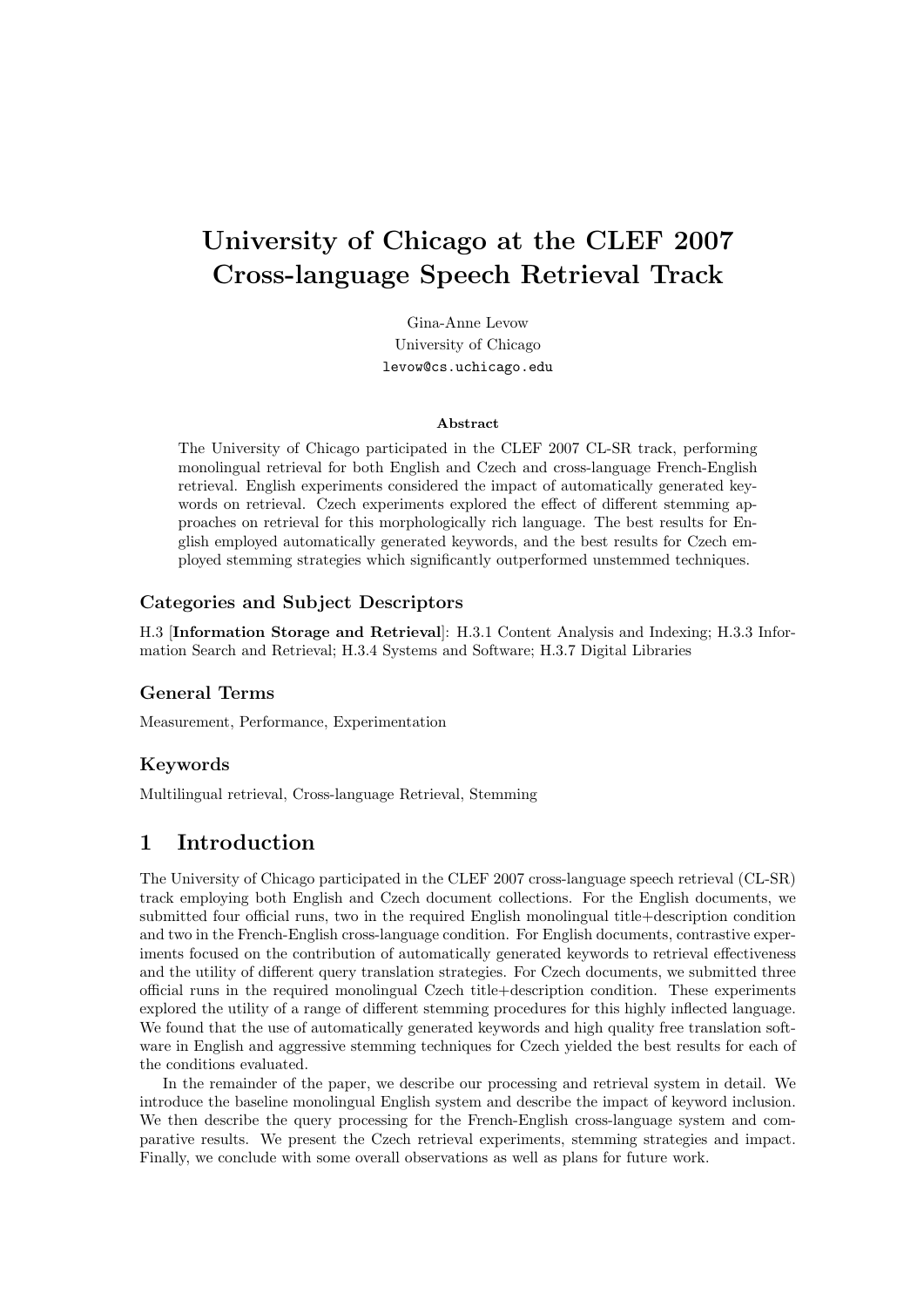# University of Chicago at the CLEF 2007 Cross-language Speech Retrieval Track

Gina-Anne Levow
University of Chicago
levow@cs.uchicago.edu

**Abstract**

The University of Chicago participated in the CLEF 2007 CL-SR track, performing monolingual retrieval for both English and Czech and cross-language French-English retrieval. English experiments considered the impact of automatically generated keywords on retrieval. Czech experiments explored the effect of different stemming approaches on retrieval for this morphologically rich language. The best results for English employed automatically generated keywords, and the best results for Czech employed stemming strategies which significantly outperformed unstemmed techniques.

### Categories and Subject Descriptors

H.3 [**Information Storage and Retrieval**]: H.3.1 Content Analysis and Indexing; H.3.3 Information Search and Retrieval; H.3.4 Systems and Software; H.3.7 Digital Libraries

### General Terms

Measurement, Performance, Experimentation

### Keywords

Multilingual retrieval, Cross-language Retrieval, Stemming

## 1 Introduction

The University of Chicago participated in the CLEF 2007 cross-language speech retrieval (CL-SR) track employing both English and Czech document collections. For the English documents, we submitted four official runs, two in the required English monolingual title+description condition and two in the French-English cross-language condition. For English documents, contrastive experiments focused on the contribution of automatically generated keywords to retrieval effectiveness and the utility of different query translation strategies. For Czech documents, we submitted three official runs in the required monolingual Czech title+description condition. These experiments explored the utility of a range of different stemming procedures for this highly inflected language. We found that the use of automatically generated keywords and high quality free translation software in English and aggressive stemming techniques for Czech yielded the best results for each of the conditions evaluated.

In the remainder of the paper, we describe our processing and retrieval system in detail. We introduce the baseline monolingual English system and describe the impact of keyword inclusion. We then describe the query processing for the French-English cross-language system and comparative results. We present the Czech retrieval experiments, stemming strategies and impact. Finally, we conclude with some overall observations as well as plans for future work.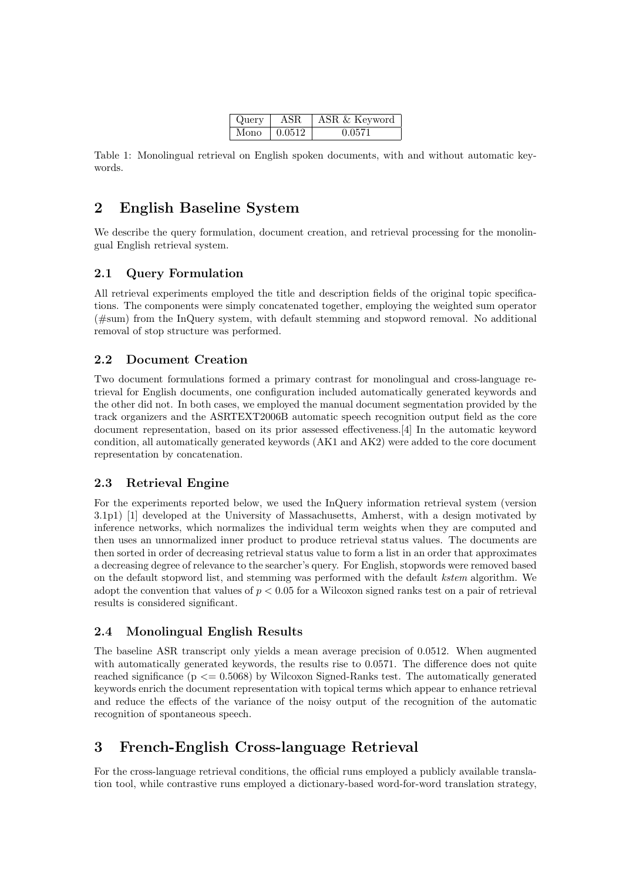| Query | ASR | ASR & Keyword |
|---|---|---|
| Mono | 0.0512 | 0.0571 |

Table 1: Monolingual retrieval on English spoken documents, with and without automatic keywords.

## 2 English Baseline System

We describe the query formulation, document creation, and retrieval processing for the monolingual English retrieval system.

### 2.1 Query Formulation

All retrieval experiments employed the title and description fields of the original topic specifications. The components were simply concatenated together, employing the weighted sum operator (#sum) from the InQuery system, with default stemming and stopword removal. No additional removal of stop structure was performed.

### 2.2 Document Creation

Two document formulations formed a primary contrast for monolingual and cross-language retrieval for English documents, one configuration included automatically generated keywords and the other did not. In both cases, we employed the manual document segmentation provided by the track organizers and the ASRTEXT2006B automatic speech recognition output field as the core document representation, based on its prior assessed effectiveness.[4] In the automatic keyword condition, all automatically generated keywords (AK1 and AK2) were added to the core document representation by concatenation.

### 2.3 Retrieval Engine

For the experiments reported below, we used the InQuery information retrieval system (version 3.1p1) [1] developed at the University of Massachusetts, Amherst, with a design motivated by inference networks, which normalizes the individual term weights when they are computed and then uses an unnormalized inner product to produce retrieval status values. The documents are then sorted in order of decreasing retrieval status value to form a list in an order that approximates a decreasing degree of relevance to the searcher's query. For English, stopwords were removed based on the default stopword list, and stemming was performed with the default *kstem* algorithm. We adopt the convention that values of $p < 0.05$ for a Wilcoxon signed ranks test on a pair of retrieval results is considered significant.

### 2.4 Monolingual English Results

The baseline ASR transcript only yields a mean average precision of 0.0512. When augmented with automatically generated keywords, the results rise to 0.0571. The difference does not quite reached significance ($p <= 0.5068$) by Wilcoxon Signed-Ranks test. The automatically generated keywords enrich the document representation with topical terms which appear to enhance retrieval and reduce the effects of the variance of the noisy output of the recognition of the automatic recognition of spontaneous speech.

## 3 French-English Cross-language Retrieval

For the cross-language retrieval conditions, the official runs employed a publicly available translation tool, while contrastive runs employed a dictionary-based word-for-word translation strategy,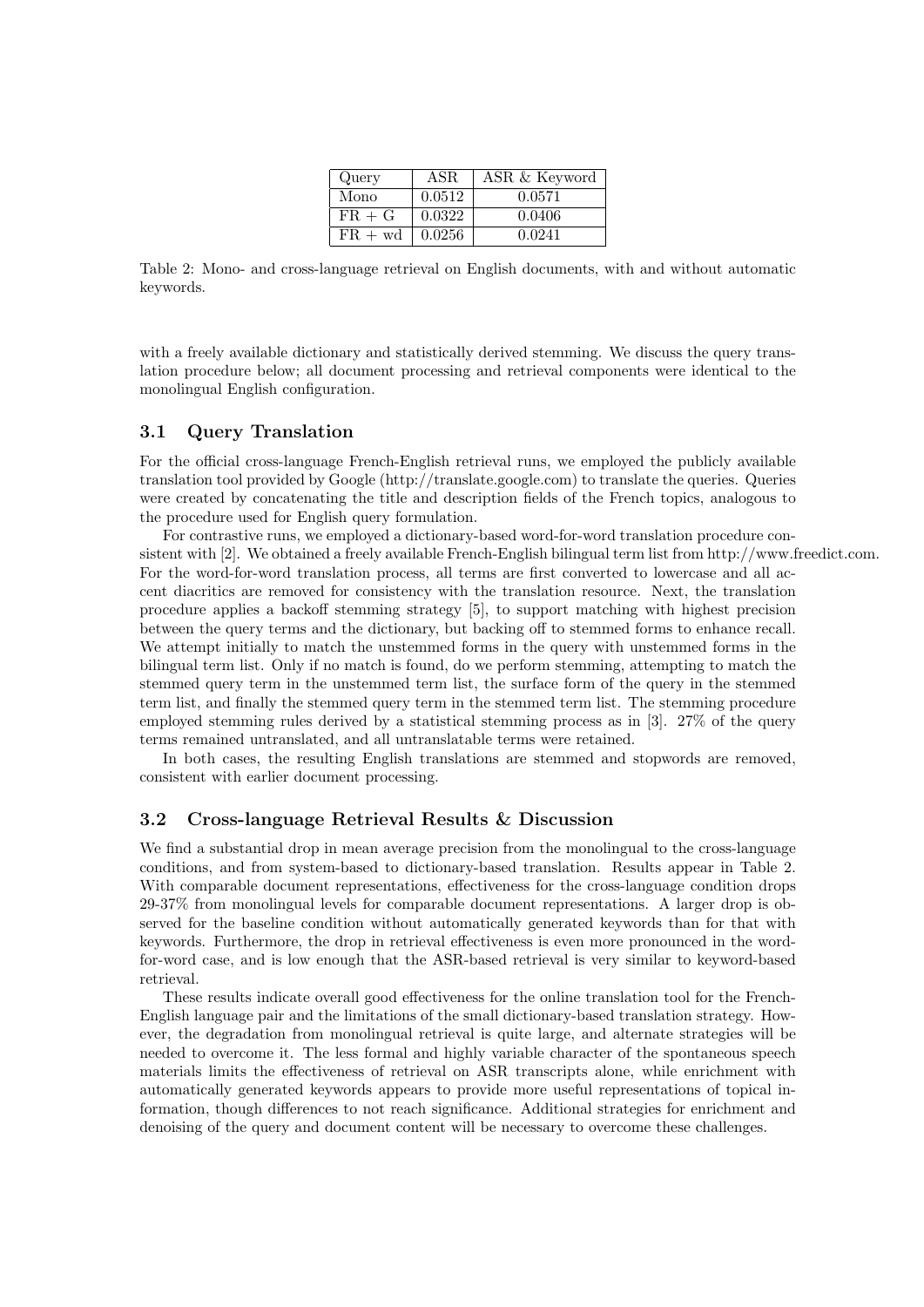| Query | ASR | ASR & Keyword |
|---|---|---|
| Mono | 0.0512 | 0.0571 |
| FR + G | 0.0322 | 0.0406 |
| FR + wd | 0.0256 | 0.0241 |

Table 2: Mono- and cross-language retrieval on English documents, with and without automatic keywords.

with a freely available dictionary and statistically derived stemming. We discuss the query translation procedure below; all document processing and retrieval components were identical to the monolingual English configuration.

### 3.1 Query Translation

For the official cross-language French-English retrieval runs, we employed the publicly available translation tool provided by Google (http://translate.google.com) to translate the queries. Queries were created by concatenating the title and description fields of the French topics, analogous to the procedure used for English query formulation.

For contrastive runs, we employed a dictionary-based word-for-word translation procedure consistent with [2]. We obtained a freely available French-English bilingual term list from http://www.freedict.com. For the word-for-word translation process, all terms are first converted to lowercase and all accent diacritics are removed for consistency with the translation resource. Next, the translation procedure applies a backoff stemming strategy [5], to support matching with highest precision between the query terms and the dictionary, but backing off to stemmed forms to enhance recall. We attempt initially to match the unstemmed forms in the query with unstemmed forms in the bilingual term list. Only if no match is found, do we perform stemming, attempting to match the stemmed query term in the unstemmed term list, the surface form of the query in the stemmed term list, and finally the stemmed query term in the stemmed term list. The stemming procedure employed stemming rules derived by a statistical stemming process as in [3]. 27% of the query terms remained untranslated, and all untranslatable terms were retained.

In both cases, the resulting English translations are stemmed and stopwords are removed, consistent with earlier document processing.

### 3.2 Cross-language Retrieval Results & Discussion

We find a substantial drop in mean average precision from the monolingual to the cross-language conditions, and from system-based to dictionary-based translation. Results appear in Table 2. With comparable document representations, effectiveness for the cross-language condition drops 29-37% from monolingual levels for comparable document representations. A larger drop is observed for the baseline condition without automatically generated keywords than for that with keywords. Furthermore, the drop in retrieval effectiveness is even more pronounced in the word-for-word case, and is low enough that the ASR-based retrieval is very similar to keyword-based retrieval.

These results indicate overall good effectiveness for the online translation tool for the French-English language pair and the limitations of the small dictionary-based translation strategy. However, the degradation from monolingual retrieval is quite large, and alternate strategies will be needed to overcome it. The less formal and highly variable character of the spontaneous speech materials limits the effectiveness of retrieval on ASR transcripts alone, while enrichment with automatically generated keywords appears to provide more useful representations of topical information, though differences to not reach significance. Additional strategies for enrichment and denoising of the query and document content will be necessary to overcome these challenges.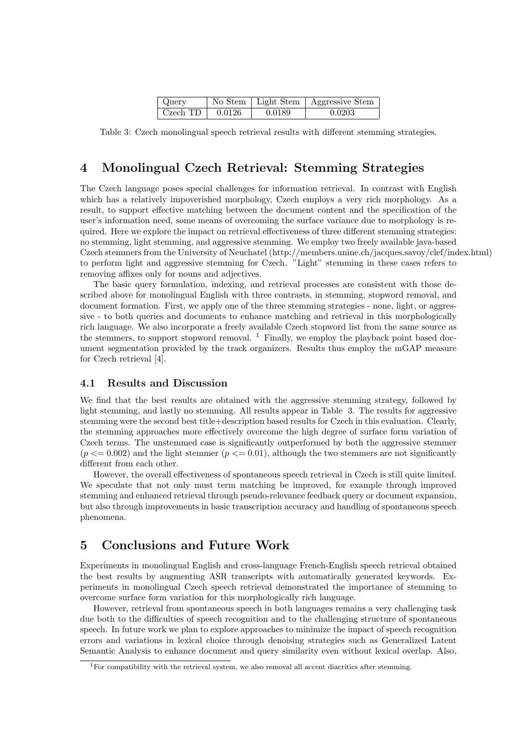| Query | No Stem | Light Stem | Aggressive Stem |
|---|---|---|---|
| Czech TD | 0.0126 | 0.0189 | 0.0203 |

Table 3: Czech monolingual speech retrieval results with different stemming strategies.

## 4 Monolingual Czech Retrieval: Stemming Strategies

The Czech language poses special challenges for information retrieval. In contrast with English which has a relatively impoverished morphology, Czech employs a very rich morphology. As a result, to support effective matching between the document content and the specification of the user's information need, some means of overcoming the surface variance due to morphology is required. Here we explore the impact on retrieval effectiveness of three different stemming strategies: no stemming, light stemming, and aggressive stemming. We employ two freely available java-based Czech stemmers from the University of Neuchatel (http://members.unine.ch/jacques.savoy/clef/index.html) to perform light and aggressive stemming for Czech. "Light" stemming in these cases refers to removing affixes only for nouns and adjectives.

The basic query formulation, indexing, and retrieval processes are consistent with those described above for monolingual English with three contrasts, in stemming, stopword removal, and document formation. First, we apply one of the three stemming strategies - none, light, or aggressive - to both queries and documents to enhance matching and retrieval in this morphologically rich language. We also incorporate a freely available Czech stopword list from the same source as the stemmers, to support stopword removal. [1] Finally, we employ the playback point based document segmentation provided by the track organizers. Results thus employ the mGAP measure for Czech retrieval [4].

### 4.1 Results and Discussion

We find that the best results are obtained with the aggressive stemming strategy, followed by light stemming, and lastly no stemming. All results appear in Table 3. The results for aggressive stemming were the second best title+description based results for Czech in this evaluation. Clearly, the stemming approaches more effectively overcome the high degree of surface form variation of Czech terms. The unstemmed case is significantly outperformed by both the aggressive stemmer ($p <= 0.002$) and the light stemmer ($p <= 0.01$), although the two stemmers are not significantly different from each other.

However, the overall effectiveness of spontaneous speech retrieval in Czech is still quite limited. We speculate that not only must term matching be improved, for example through improved stemming and enhanced retrieval through pseudo-relevance feedback query or document expansion, but also through improvements in basic transcription accuracy and handling of spontaneous speech phenomena.

## 5 Conclusions and Future Work

Experiments in monolingual English and cross-language French-English speech retrieval obtained the best results by augmenting ASR transcripts with automatically generated keywords. Experiments in monolingual Czech speech retrieval demonstrated the importance of stemming to overcome surface form variation for this morphologically rich language.

However, retrieval from spontaneous speech in both languages remains a very challenging task due both to the difficulties of speech recognition and to the challenging structure of spontaneous speech. In future work we plan to explore approaches to minimize the impact of speech recognition errors and variations in lexical choice through denoising strategies such as Generalized Latent Semantic Analysis to enhance document and query similarity even without lexical overlap. Also,

[1] For compatibility with the retrieval system, we also removal all accent diacritics after stemming.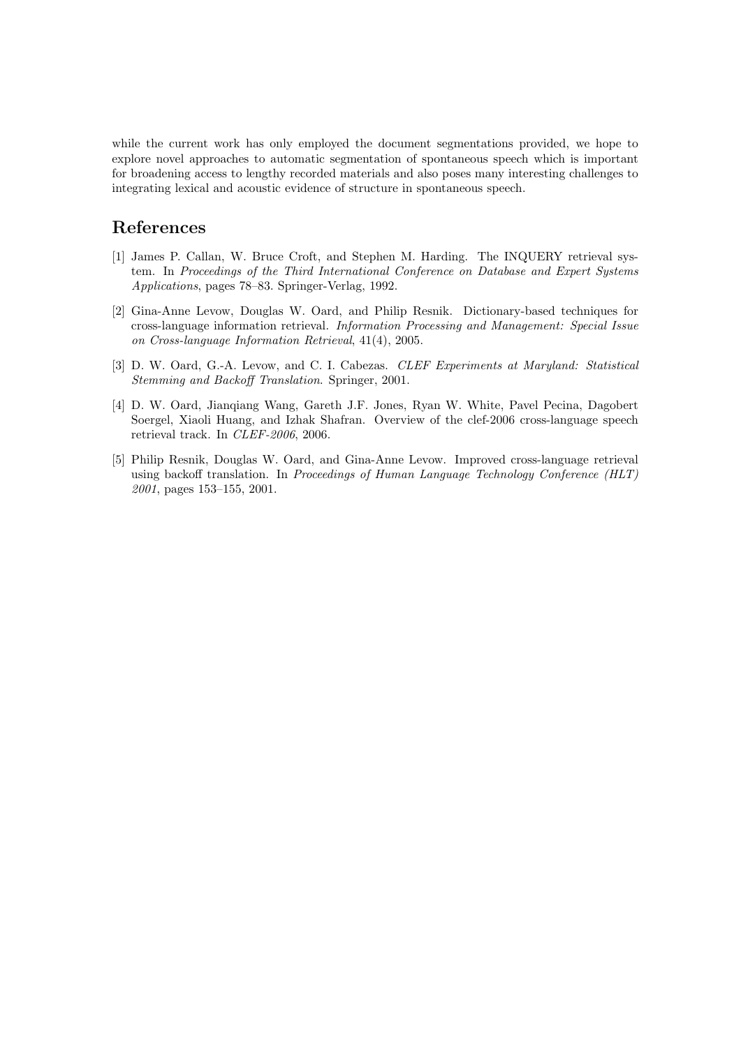while the current work has only employed the document segmentations provided, we hope to explore novel approaches to automatic segmentation of spontaneous speech which is important for broadening access to lengthy recorded materials and also poses many interesting challenges to integrating lexical and acoustic evidence of structure in spontaneous speech.

## References

[1] James P. Callan, W. Bruce Croft, and Stephen M. Harding. The INQUERY retrieval system. In *Proceedings of the Third International Conference on Database and Expert Systems Applications*, pages 78–83. Springer-Verlag, 1992.

[2] Gina-Anne Levow, Douglas W. Oard, and Philip Resnik. Dictionary-based techniques for cross-language information retrieval. *Information Processing and Management: Special Issue on Cross-language Information Retrieval*, 41(4), 2005.

[3] D. W. Oard, G.-A. Levow, and C. I. Cabezas. *CLEF Experiments at Maryland: Statistical Stemming and Backoff Translation*. Springer, 2001.

[4] D. W. Oard, Jianqiang Wang, Gareth J.F. Jones, Ryan W. White, Pavel Pecina, Dagobert Soergel, Xiaoli Huang, and Izhak Shafran. Overview of the clef-2006 cross-language speech retrieval track. In *CLEF-2006*, 2006.

[5] Philip Resnik, Douglas W. Oard, and Gina-Anne Levow. Improved cross-language retrieval using backoff translation. In *Proceedings of Human Language Technology Conference (HLT) 2001*, pages 153–155, 2001.